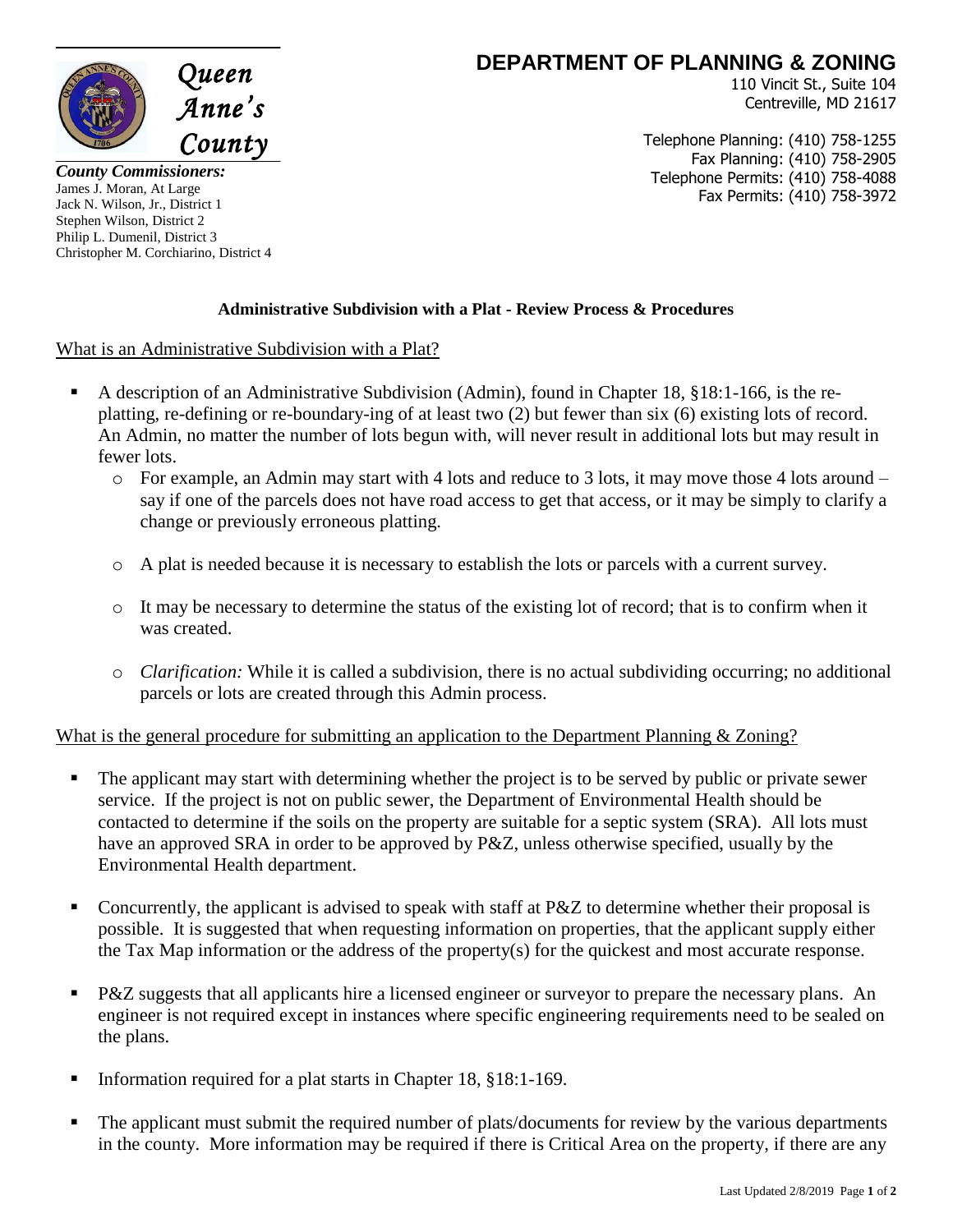Queen Anne's County

***County Commissioners:***
James J. Moran, At Large
Jack N. Wilson, Jr., District 1
Stephen Wilson, District 2
Philip L. Dumenil, District 3
Christopher M. Corchiarino, District 4

# DEPARTMENT OF PLANNING & ZONING

110 Vincit St., Suite 104
Centreville, MD 21617

Telephone Planning: (410) 758-1255
Fax Planning: (410) 758-2905
Telephone Permits: (410) 758-4088
Fax Permits: (410) 758-3972

## Administrative Subdivision with a Plat - Review Process & Procedures

### What is an Administrative Subdivision with a Plat?

- A description of an Administrative Subdivision (Admin), found in Chapter 18, §18:1-166, is the re-platting, re-defining or re-boundary-ing of at least two (2) but fewer than six (6) existing lots of record. An Admin, no matter the number of lots begun with, will never result in additional lots but may result in fewer lots.
  - For example, an Admin may start with 4 lots and reduce to 3 lots, it may move those 4 lots around – say if one of the parcels does not have road access to get that access, or it may be simply to clarify a change or previously erroneous platting.
  - A plat is needed because it is necessary to establish the lots or parcels with a current survey.
  - It may be necessary to determine the status of the existing lot of record; that is to confirm when it was created.
  - *Clarification:* While it is called a subdivision, there is no actual subdividing occurring; no additional parcels or lots are created through this Admin process.

### What is the general procedure for submitting an application to the Department Planning & Zoning?

- The applicant may start with determining whether the project is to be served by public or private sewer service. If the project is not on public sewer, the Department of Environmental Health should be contacted to determine if the soils on the property are suitable for a septic system (SRA). All lots must have an approved SRA in order to be approved by P&Z, unless otherwise specified, usually by the Environmental Health department.
- Concurrently, the applicant is advised to speak with staff at P&Z to determine whether their proposal is possible. It is suggested that when requesting information on properties, that the applicant supply either the Tax Map information or the address of the property(s) for the quickest and most accurate response.
- P&Z suggests that all applicants hire a licensed engineer or surveyor to prepare the necessary plans. An engineer is not required except in instances where specific engineering requirements need to be sealed on the plans.
- Information required for a plat starts in Chapter 18, §18:1-169.
- The applicant must submit the required number of plats/documents for review by the various departments in the county. More information may be required if there is Critical Area on the property, if there are any

Last Updated 2/8/2019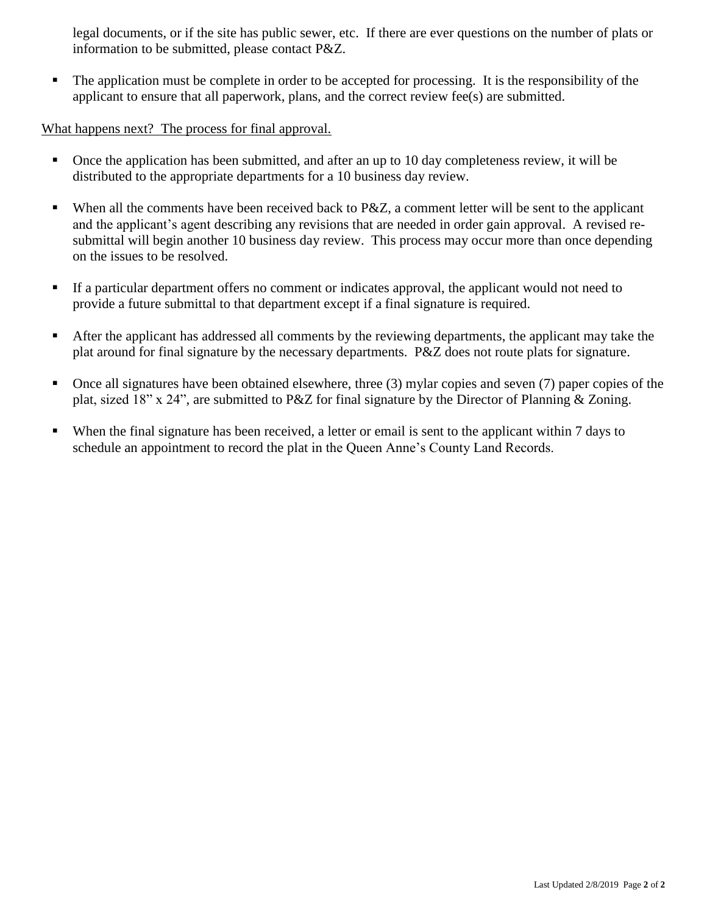legal documents, or if the site has public sewer, etc. If there are ever questions on the number of plats or information to be submitted, please contact P&Z.

- The application must be complete in order to be accepted for processing. It is the responsibility of the applicant to ensure that all paperwork, plans, and the correct review fee(s) are submitted.

<u>What happens next? The process for final approval.</u>

- Once the application has been submitted, and after an up to 10 day completeness review, it will be distributed to the appropriate departments for a 10 business day review.

- When all the comments have been received back to P&Z, a comment letter will be sent to the applicant and the applicant's agent describing any revisions that are needed in order gain approval. A revised re-submittal will begin another 10 business day review. This process may occur more than once depending on the issues to be resolved.

- If a particular department offers no comment or indicates approval, the applicant would not need to provide a future submittal to that department except if a final signature is required.

- After the applicant has addressed all comments by the reviewing departments, the applicant may take the plat around for final signature by the necessary departments. P&Z does not route plats for signature.

- Once all signatures have been obtained elsewhere, three (3) mylar copies and seven (7) paper copies of the plat, sized 18" x 24", are submitted to P&Z for final signature by the Director of Planning & Zoning.

- When the final signature has been received, a letter or email is sent to the applicant within 7 days to schedule an appointment to record the plat in the Queen Anne's County Land Records.

Last Updated 2/8/2019